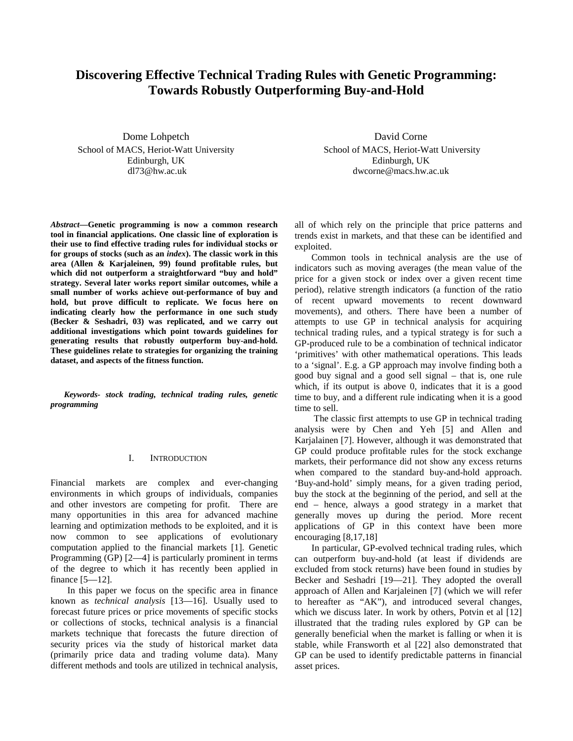# Discovering Effective Technical Trading Rules with Genetic Programming: Towards Robustly Outperforming Buy-and-Hold

Dome Lohpetch
School of MACS, Heriot-Watt University
Edinburgh, UK
dl73@hw.ac.uk

David Corne
School of MACS, Heriot-Watt University
Edinburgh, UK
dwcorne@macs.hw.ac.uk

***Abstract*—Genetic programming is now a common research tool in financial applications. One classic line of exploration is their use to find effective trading rules for individual stocks or for groups of stocks (such as an *index*). The classic work in this area (Allen & Karjaleinen, 99) found profitable rules, but which did not outperform a straightforward "buy and hold" strategy. Several later works report similar outcomes, while a small number of works achieve out-performance of buy and hold, but prove difficult to replicate. We focus here on indicating clearly how the performance in one such study (Becker & Seshadri, 03) was replicated, and we carry out additional investigations which point towards guidelines for generating results that robustly outperform buy-and-hold. These guidelines relate to strategies for organizing the training dataset, and aspects of the fitness function.**

***Keywords- stock trading, technical trading rules, genetic programming***

## I. Introduction

Financial markets are complex and ever-changing environments in which groups of individuals, companies and other investors are competing for profit. There are many opportunities in this area for advanced machine learning and optimization methods to be exploited, and it is now common to see applications of evolutionary computation applied to the financial markets [1]. Genetic Programming (GP) [2—4] is particularly prominent in terms of the degree to which it has recently been applied in finance [5—12].

In this paper we focus on the specific area in finance known as *technical analysis* [13—16]. Usually used to forecast future prices or price movements of specific stocks or collections of stocks, technical analysis is a financial markets technique that forecasts the future direction of security prices via the study of historical market data (primarily price data and trading volume data). Many different methods and tools are utilized in technical analysis, all of which rely on the principle that price patterns and trends exist in markets, and that these can be identified and exploited.

Common tools in technical analysis are the use of indicators such as moving averages (the mean value of the price for a given stock or index over a given recent time period), relative strength indicators (a function of the ratio of recent upward movements to recent downward movements), and others. There have been a number of attempts to use GP in technical analysis for acquiring technical trading rules, and a typical strategy is for such a GP-produced rule to be a combination of technical indicator 'primitives' with other mathematical operations. This leads to a 'signal'. E.g. a GP approach may involve finding both a good buy signal and a good sell signal – that is, one rule which, if its output is above 0, indicates that it is a good time to buy, and a different rule indicating when it is a good time to sell.

The classic first attempts to use GP in technical trading analysis were by Chen and Yeh [5] and Allen and Karjalainen [7]. However, although it was demonstrated that GP could produce profitable rules for the stock exchange markets, their performance did not show any excess returns when compared to the standard buy-and-hold approach. 'Buy-and-hold' simply means, for a given trading period, buy the stock at the beginning of the period, and sell at the end – hence, always a good strategy in a market that generally moves up during the period. More recent applications of GP in this context have been more encouraging [8,17,18]

In particular, GP-evolved technical trading rules, which can outperform buy-and-hold (at least if dividends are excluded from stock returns) have been found in studies by Becker and Seshadri [19—21]. They adopted the overall approach of Allen and Karjaleinen [7] (which we will refer to hereafter as "AK"), and introduced several changes, which we discuss later. In work by others, Potvin et al [12] illustrated that the trading rules explored by GP can be generally beneficial when the market is falling or when it is stable, while Fransworth et al [22] also demonstrated that GP can be used to identify predictable patterns in financial asset prices.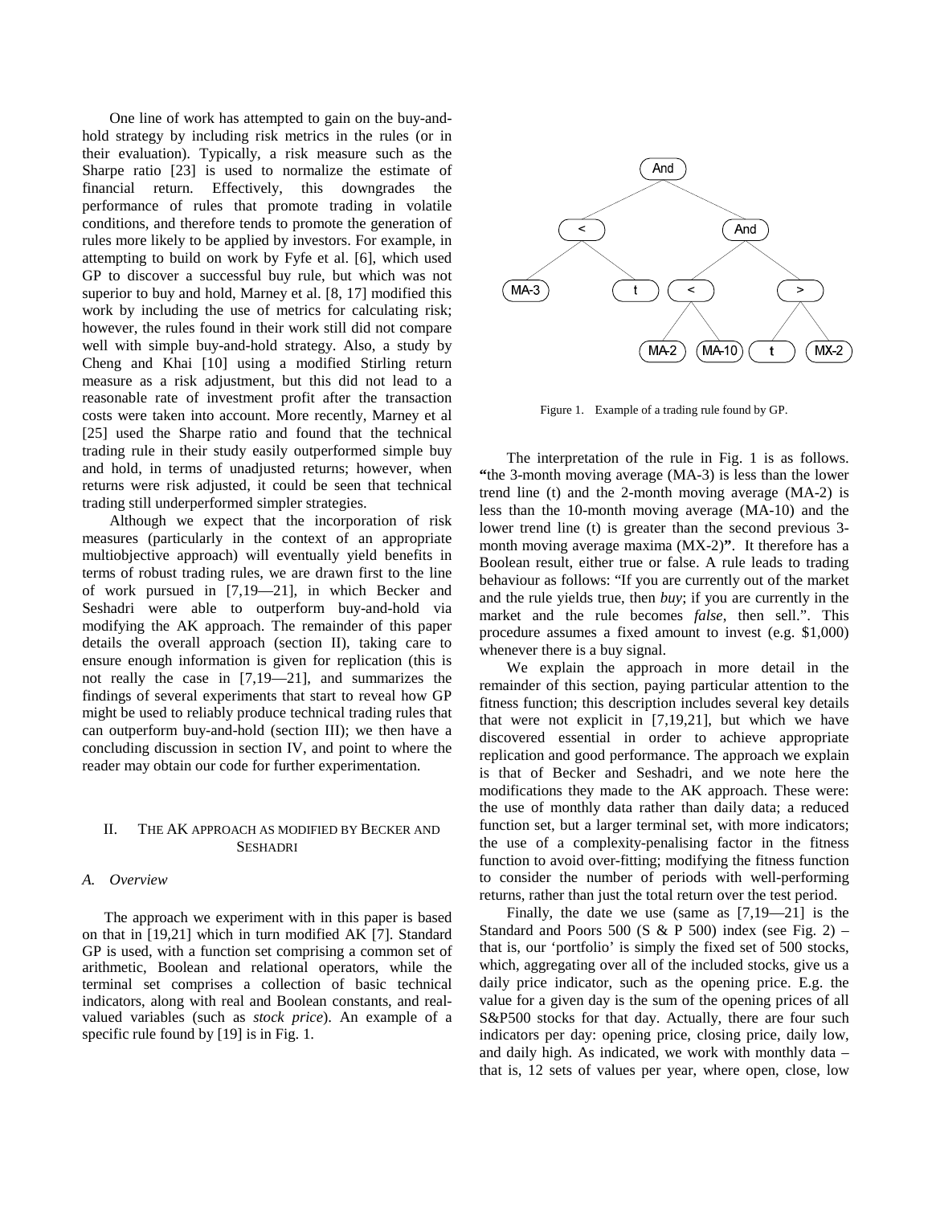One line of work has attempted to gain on the buy-and-hold strategy by including risk metrics in the rules (or in their evaluation). Typically, a risk measure such as the Sharpe ratio [23] is used to normalize the estimate of financial return. Effectively, this downgrades the performance of rules that promote trading in volatile conditions, and therefore tends to promote the generation of rules more likely to be applied by investors. For example, in attempting to build on work by Fyfe et al. [6], which used GP to discover a successful buy rule, but which was not superior to buy and hold, Marney et al. [8, 17] modified this work by including the use of metrics for calculating risk; however, the rules found in their work still did not compare well with simple buy-and-hold strategy. Also, a study by Cheng and Khai [10] using a modified Stirling return measure as a risk adjustment, but this did not lead to a reasonable rate of investment profit after the transaction costs were taken into account. More recently, Marney et al [25] used the Sharpe ratio and found that the technical trading rule in their study easily outperformed simple buy and hold, in terms of unadjusted returns; however, when returns were risk adjusted, it could be seen that technical trading still underperformed simpler strategies.

Although we expect that the incorporation of risk measures (particularly in the context of an appropriate multiobjective approach) will eventually yield benefits in terms of robust trading rules, we are drawn first to the line of work pursued in [7,19—21], in which Becker and Seshadri were able to outperform buy-and-hold via modifying the AK approach. The remainder of this paper details the overall approach (section II), taking care to ensure enough information is given for replication (this is not really the case in [7,19—21], and summarizes the findings of several experiments that start to reveal how GP might be used to reliably produce technical trading rules that can outperform buy-and-hold (section III); we then have a concluding discussion in section IV, and point to where the reader may obtain our code for further experimentation.

## II. The AK Approach as Modified by Becker and Seshadri

### A. Overview

The approach we experiment with in this paper is based on that in [19,21] which in turn modified AK [7]. Standard GP is used, with a function set comprising a common set of arithmetic, Boolean and relational operators, while the terminal set comprises a collection of basic technical indicators, along with real and Boolean constants, and real-valued variables (such as *stock price*). An example of a specific rule found by [19] is in Fig. 1.

```
                 And
               /     \
             <         And
            / \       /    \
        MA-3   t     <      >
                    / \    / \
                MA-2 MA-10 t  MX-2
```

Figure 1. Example of a trading rule found by GP.

The interpretation of the rule in Fig. 1 is as follows. **"**the 3-month moving average (MA-3) is less than the lower trend line (t) and the 2-month moving average (MA-2) is less than the 10-month moving average (MA-10) and the lower trend line (t) is greater than the second previous 3-month moving average maxima (MX-2)**"**. It therefore has a Boolean result, either true or false. A rule leads to trading behaviour as follows: "If you are currently out of the market and the rule yields true, then *buy*; if you are currently in the market and the rule becomes *false*, then sell.". This procedure assumes a fixed amount to invest (e.g. \$1,000) whenever there is a buy signal.

We explain the approach in more detail in the remainder of this section, paying particular attention to the fitness function; this description includes several key details that were not explicit in [7,19,21], but which we have discovered essential in order to achieve appropriate replication and good performance. The approach we explain is that of Becker and Seshadri, and we note here the modifications they made to the AK approach. These were: the use of monthly data rather than daily data; a reduced function set, but a larger terminal set, with more indicators; the use of a complexity-penalising factor in the fitness function to avoid over-fitting; modifying the fitness function to consider the number of periods with well-performing returns, rather than just the total return over the test period.

Finally, the date we use (same as [7,19—21] is the Standard and Poors 500 (S & P 500) index (see Fig. 2) – that is, our 'portfolio' is simply the fixed set of 500 stocks, which, aggregating over all of the included stocks, give us a daily price indicator, such as the opening price. E.g. the value for a given day is the sum of the opening prices of all S&P500 stocks for that day. Actually, there are four such indicators per day: opening price, closing price, daily low, and daily high. As indicated, we work with monthly data – that is, 12 sets of values per year, where open, close, low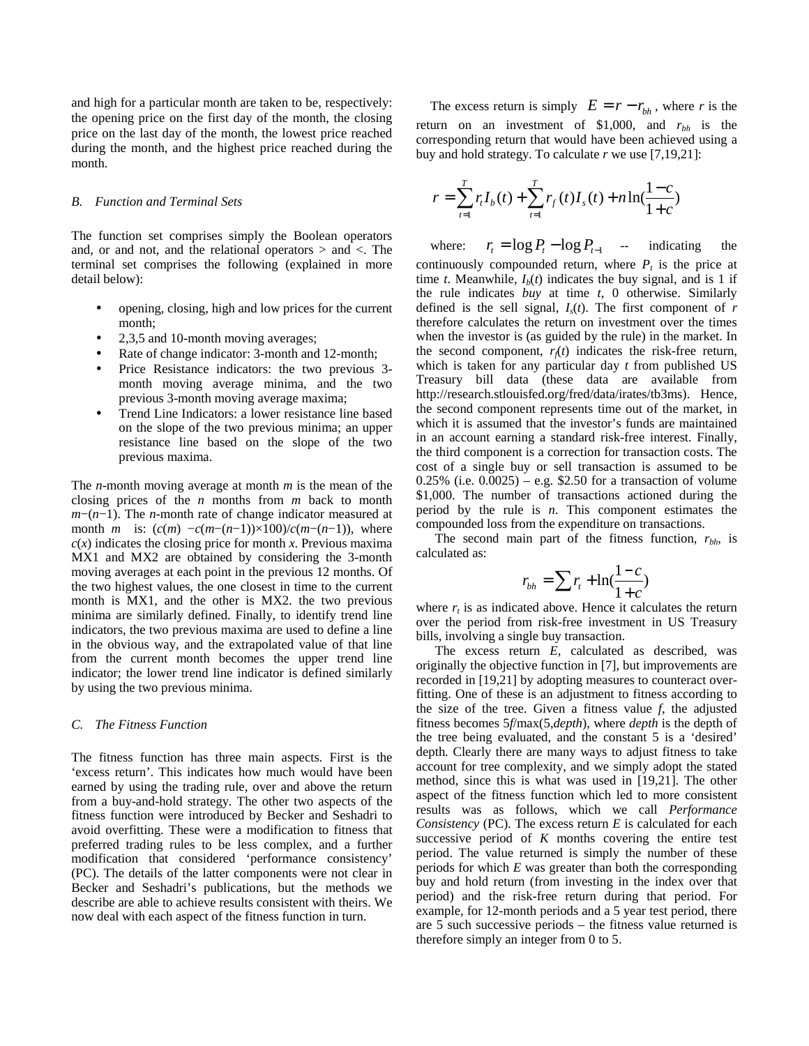and high for a particular month are taken to be, respectively: the opening price on the first day of the month, the closing price on the last day of the month, the lowest price reached during the month, and the highest price reached during the month.

### B. Function and Terminal Sets

The function set comprises simply the Boolean operators and, or and not, and the relational operators > and <. The terminal set comprises the following (explained in more detail below):

- opening, closing, high and low prices for the current month;
- 2,3,5 and 10-month moving averages;
- Rate of change indicator: 3-month and 12-month;
- Price Resistance indicators: the two previous 3-month moving average minima, and the two previous 3-month moving average maxima;
- Trend Line Indicators: a lower resistance line based on the slope of the two previous minima; an upper resistance line based on the slope of the two previous maxima.

The *n*-month moving average at month *m* is the mean of the closing prices of the *n* months from *m* back to month $m-(n-1)$. The *n*-month rate of change indicator measured at month *m* is: $(c(m) - c(m-(n-1))\times 100)/c(m-(n-1))$, where $c(x)$ indicates the closing price for month *x*. Previous maxima MX1 and MX2 are obtained by considering the 3-month moving averages at each point in the previous 12 months. Of the two highest values, the one closest in time to the current month is MX1, and the other is MX2. the two previous minima are similarly defined. Finally, to identify trend line indicators, the two previous maxima are used to define a line in the obvious way, and the extrapolated value of that line from the current month becomes the upper trend line indicator; the lower trend line indicator is defined similarly by using the two previous minima.

### C. The Fitness Function

The fitness function has three main aspects. First is the 'excess return'. This indicates how much would have been earned by using the trading rule, over and above the return from a buy-and-hold strategy. The other two aspects of the fitness function were introduced by Becker and Seshadri to avoid overfitting. These were a modification to fitness that preferred trading rules to be less complex, and a further modification that considered 'performance consistency' (PC). The details of the latter components were not clear in Becker and Seshadri's publications, but the methods we describe are able to achieve results consistent with theirs. We now deal with each aspect of the fitness function in turn.

The excess return is simply $E = r - r_{bh}$, where *r* is the return on an investment of \$1,000, and $r_{bh}$ is the corresponding return that would have been achieved using a buy and hold strategy. To calculate *r* we use [7,19,21]:

$$r = \sum_{t=1}^{T} r_t I_b(t) + \sum_{t=1}^{T} r_f(t) I_s(t) + n\ln\left(\frac{1-c}{1+c}\right)$$

where: $r_t = \log P_t - \log P_{t-1}$ -- indicating the continuously compounded return, where $P_t$ is the price at time *t*. Meanwhile, $I_b(t)$ indicates the buy signal, and is 1 if the rule indicates *buy* at time *t*, 0 otherwise. Similarly defined is the sell signal, $I_s(t)$. The first component of *r* therefore calculates the return on investment over the times when the investor is (as guided by the rule) in the market. In the second component, $r_f(t)$ indicates the risk-free return, which is taken for any particular day *t* from published US Treasury bill data (these data are available from http://research.stlouisfed.org/fred/data/irates/tb3ms). Hence, the second component represents time out of the market, in which it is assumed that the investor's funds are maintained in an account earning a standard risk-free interest. Finally, the third component is a correction for transaction costs. The cost of a single buy or sell transaction is assumed to be 0.25% (i.e. 0.0025) – e.g. \$2.50 for a transaction of volume \$1,000. The number of transactions actioned during the period by the rule is *n*. This component estimates the compounded loss from the expenditure on transactions.

The second main part of the fitness function, $r_{bh}$, is calculated as:

$$r_{bh} = \sum r_t + \ln\left(\frac{1-c}{1+c}\right)$$

where $r_t$ is as indicated above. Hence it calculates the return over the period from risk-free investment in US Treasury bills, involving a single buy transaction.

The excess return *E*, calculated as described, was originally the objective function in [7], but improvements are recorded in [19,21] by adopting measures to counteract over-fitting. One of these is an adjustment to fitness according to the size of the tree. Given a fitness value *f*, the adjusted fitness becomes 5*f*/max(5,*depth*), where *depth* is the depth of the tree being evaluated, and the constant 5 is a 'desired' depth. Clearly there are many ways to adjust fitness to take account for tree complexity, and we simply adopt the stated method, since this is what was used in [19,21]. The other aspect of the fitness function which led to more consistent results was as follows, which we call *Performance Consistency* (PC). The excess return *E* is calculated for each successive period of *K* months covering the entire test period. The value returned is simply the number of these periods for which *E* was greater than both the corresponding buy and hold return (from investing in the index over that period) and the risk-free return during that period. For example, for 12-month periods and a 5 year test period, there are 5 such successive periods – the fitness value returned is therefore simply an integer from 0 to 5.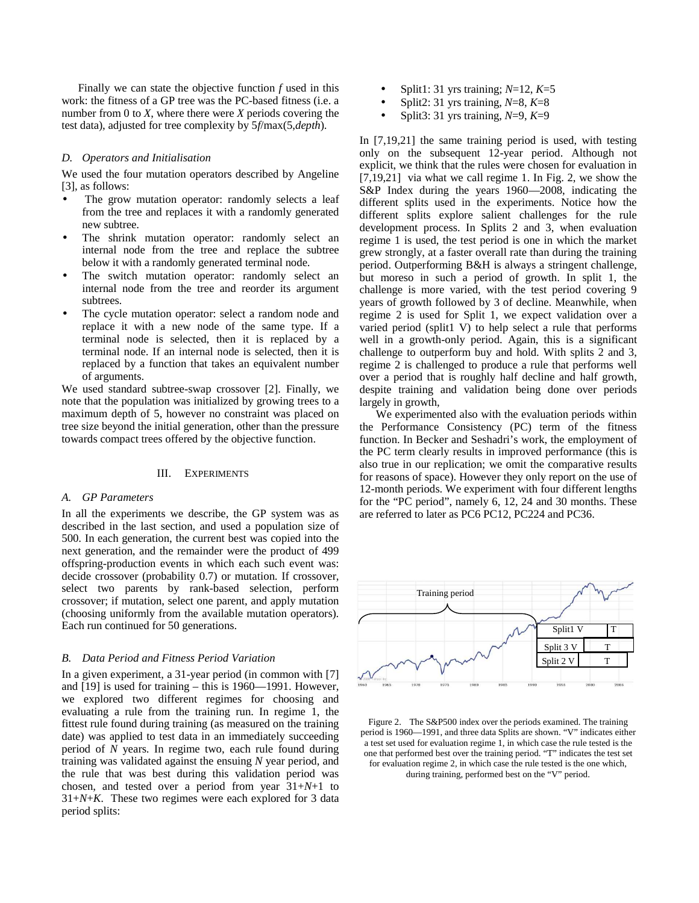Finally we can state the objective function *f* used in this work: the fitness of a GP tree was the PC-based fitness (i.e. a number from 0 to *X*, where there were *X* periods covering the test data), adjusted for tree complexity by 5*f*/max(5,*depth*).

### D. Operators and Initialisation

We used the four mutation operators described by Angeline [3], as follows:

- The grow mutation operator: randomly selects a leaf from the tree and replaces it with a randomly generated new subtree.
- The shrink mutation operator: randomly select an internal node from the tree and replace the subtree below it with a randomly generated terminal node.
- The switch mutation operator: randomly select an internal node from the tree and reorder its argument subtrees.
- The cycle mutation operator: select a random node and replace it with a new node of the same type. If a terminal node is selected, then it is replaced by a terminal node. If an internal node is selected, then it is replaced by a function that takes an equivalent number of arguments.

We used standard subtree-swap crossover [2]. Finally, we note that the population was initialized by growing trees to a maximum depth of 5, however no constraint was placed on tree size beyond the initial generation, other than the pressure towards compact trees offered by the objective function.

## III. Experiments

### A. GP Parameters

In all the experiments we describe, the GP system was as described in the last section, and used a population size of 500. In each generation, the current best was copied into the next generation, and the remainder were the product of 499 offspring-production events in which each such event was: decide crossover (probability 0.7) or mutation. If crossover, select two parents by rank-based selection, perform crossover; if mutation, select one parent, and apply mutation (choosing uniformly from the available mutation operators). Each run continued for 50 generations.

### B. Data Period and Fitness Period Variation

In a given experiment, a 31-year period (in common with [7] and [19] is used for training – this is 1960—1991. However, we explored two different regimes for choosing and evaluating a rule from the training run. In regime 1, the fittest rule found during training (as measured on the training date) was applied to test data in an immediately succeeding period of *N* years. In regime two, each rule found during training was validated against the ensuing *N* year period, and the rule that was best during this validation period was chosen, and tested over a period from year 31+*N*+1 to 31+*N*+*K*. These two regimes were each explored for 3 data period splits:

- Split1: 31 yrs training; *N*=12, *K*=5
- Split2: 31 yrs training, *N*=8, *K*=8
- Split3: 31 yrs training, *N*=9, *K*=9

In [7,19,21] the same training period is used, with testing only on the subsequent 12-year period. Although not explicit, we think that the rules were chosen for evaluation in [7,19,21] via what we call regime 1. In Fig. 2, we show the S&P Index during the years 1960—2008, indicating the different splits used in the experiments. Notice how the different splits explore salient challenges for the rule development process. In Splits 2 and 3, when evaluation regime 1 is used, the test period is one in which the market grew strongly, at a faster overall rate than during the training period. Outperforming B&H is always a stringent challenge, but moreso in such a period of growth. In split 1, the challenge is more varied, with the test period covering 9 years of growth followed by 3 of decline. Meanwhile, when regime 2 is used for Split 1, we expect validation over a varied period (split1 V) to help select a rule that performs well in a growth-only period. Again, this is a significant challenge to outperform buy and hold. With splits 2 and 3, regime 2 is challenged to produce a rule that performs well over a period that is roughly half decline and half growth, despite training and validation being done over periods largely in growth,

We experimented also with the evaluation periods within the Performance Consistency (PC) term of the fitness function. In Becker and Seshadri's work, the employment of the PC term clearly results in improved performance (this is also true in our replication; we omit the comparative results for reasons of space). However they only report on the use of 12-month periods. We experiment with four different lengths for the "PC period", namely 6, 12, 24 and 30 months. These are referred to later as PC6 PC12, PC224 and PC36.

Figure 2. The S&P500 index over the periods examined. The training period is 1960—1991, and three data Splits are shown. "V" indicates either a test set used for evaluation regime 1, in which case the rule tested is the one that performed best over the training period. "T" indicates the test set for evaluation regime 2, in which case the rule tested is the one which, during training, performed best on the "V" period.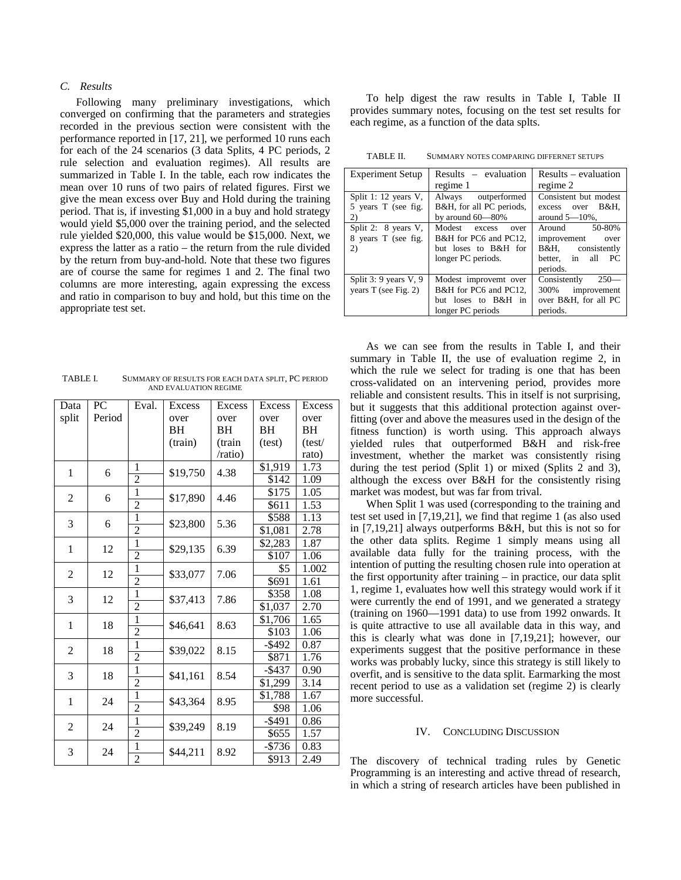### C. Results

Following many preliminary investigations, which converged on confirming that the parameters and strategies recorded in the previous section were consistent with the performance reported in [17, 21], we performed 10 runs each for each of the 24 scenarios (3 data Splits, 4 PC periods, 2 rule selection and evaluation regimes). All results are summarized in Table I. In the table, each row indicates the mean over 10 runs of two pairs of related figures. First we give the mean excess over Buy and Hold during the training period. That is, if investing $1,000 in a buy and hold strategy would yield $5,000 over the training period, and the selected rule yielded $20,000, this value would be $15,000. Next, we express the latter as a ratio – the return from the rule divided by the return from buy-and-hold. Note that these two figures are of course the same for regimes 1 and 2. The final two columns are more interesting, again expressing the excess and ratio in comparison to buy and hold, but this time on the appropriate test set.

TABLE I. SUMMARY OF RESULTS FOR EACH DATA SPLIT, PC PERIOD AND EVALUATION REGIME

| Data split | PC Period | Eval. | Excess over BH (train) | Excess over BH (train /ratio) | Excess over BH (test) | Excess over BH (test/ rato) |
|---|---|---|---|---|---|---|
| 1 | 6 | 1 | $19,750 | 4.38 | $1,919 | 1.73 |
| | | 2 | | | $142 | 1.09 |
| 2 | 6 | 1 | $17,890 | 4.46 | $175 | 1.05 |
| | | 2 | | | $611 | 1.53 |
| 3 | 6 | 1 | $23,800 | 5.36 | $588 | 1.13 |
| | | 2 | | | $1,081 | 2.78 |
| 1 | 12 | 1 | $29,135 | 6.39 | $2,283 | 1.87 |
| | | 2 | | | $107 | 1.06 |
| 2 | 12 | 1 | $33,077 | 7.06 | $5 | 1.002 |
| | | 2 | | | $691 | 1.61 |
| 3 | 12 | 1 | $37,413 | 7.86 | $358 | 1.08 |
| | | 2 | | | $1,037 | 2.70 |
| 1 | 18 | 1 | $46,641 | 8.63 | $1,706 | 1.65 |
| | | 2 | | | $103 | 1.06 |
| 2 | 18 | 1 | $39,022 | 8.15 | -$492 | 0.87 |
| | | 2 | | | $871 | 1.76 |
| 3 | 18 | 1 | $41,161 | 8.54 | -$437 | 0.90 |
| | | 2 | | | $1,299 | 3.14 |
| 1 | 24 | 1 | $43,364 | 8.95 | $1,788 | 1.67 |
| | | 2 | | | $98 | 1.06 |
| 2 | 24 | 1 | $39,249 | 8.19 | -$491 | 0.86 |
| | | 2 | | | $655 | 1.57 |
| 3 | 24 | 1 | $44,211 | 8.92 | -$736 | 0.83 |
| | | 2 | | | $913 | 2.49 |

To help digest the raw results in Table I, Table II provides summary notes, focusing on the test set results for each regime, as a function of the data splts.

TABLE II. SUMMARY NOTES COMPARING DIFFERNET SETUPS

| Experiment Setup | Results – evaluation regime 1 | Results – evaluation regime 2 |
|---|---|---|
| Split 1: 12 years V, 5 years T (see fig. 2) | Always outperformed B&H, for all PC periods, by around 60—80% | Consistent but modest excess over B&H, around 5—10%, |
| Split 2: 8 years V, 8 years T (see fig. 2) | Modest excess over B&H for PC6 and PC12, but loses to B&H for longer PC periods. | Around 50-80% improvement over B&H, consistently better, in all PC periods. |
| Split 3: 9 years V, 9 years T (see Fig. 2) | Modest improvemt over B&H for PC6 and PC12, but loses to B&H in longer PC periods | Consistently 250—300% improvement over B&H, for all PC periods. |

As we can see from the results in Table I, and their summary in Table II, the use of evaluation regime 2, in which the rule we select for trading is one that has been cross-validated on an intervening period, provides more reliable and consistent results. This in itself is not surprising, but it suggests that this additional protection against over-fitting (over and above the measures used in the design of the fitness function) is worth using. This approach always yielded rules that outperformed B&H and risk-free investment, whether the market was consistently rising during the test period (Split 1) or mixed (Splits 2 and 3), although the excess over B&H for the consistently rising market was modest, but was far from trival.

When Split 1 was used (corresponding to the training and test set used in [7,19,21], we find that regime 1 (as also used in [7,19,21] always outperforms B&H, but this is not so for the other data splits. Regime 1 simply means using all available data fully for the training process, with the intention of putting the resulting chosen rule into operation at the first opportunity after training – in practice, our data split 1, regime 1, evaluates how well this strategy would work if it were currently the end of 1991, and we generated a strategy (training on 1960—1991 data) to use from 1992 onwards. It is quite attractive to use all available data in this way, and this is clearly what was done in [7,19,21]; however, our experiments suggest that the positive performance in these works was probably lucky, since this strategy is still likely to overfit, and is sensitive to the data split. Earmarking the most recent period to use as a validation set (regime 2) is clearly more successful.

## IV. CONCLUDING DISCUSSION

The discovery of technical trading rules by Genetic Programming is an interesting and active thread of research, in which a string of research articles have been published in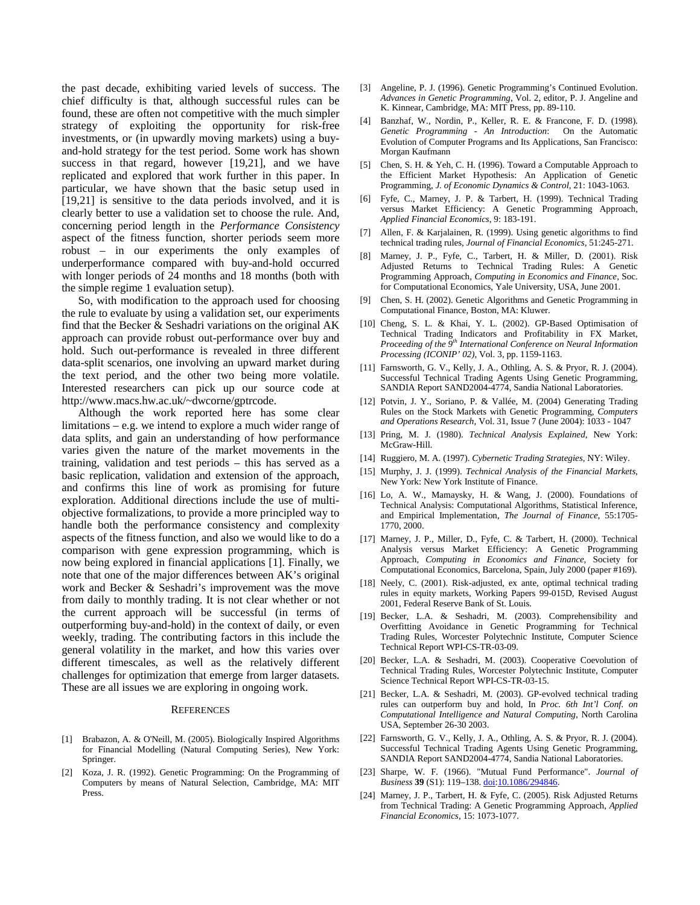the past decade, exhibiting varied levels of success. The chief difficulty is that, although successful rules can be found, these are often not competitive with the much simpler strategy of exploiting the opportunity for risk-free investments, or (in upwardly moving markets) using a buy-and-hold strategy for the test period. Some work has shown success in that regard, however [19,21], and we have replicated and explored that work further in this paper. In particular, we have shown that the basic setup used in [19,21] is sensitive to the data periods involved, and it is clearly better to use a validation set to choose the rule. And, concerning period length in the *Performance Consistency* aspect of the fitness function, shorter periods seem more robust – in our experiments the only examples of underperformance compared with buy-and-hold occurred with longer periods of 24 months and 18 months (both with the simple regime 1 evaluation setup).

So, with modification to the approach used for choosing the rule to evaluate by using a validation set, our experiments find that the Becker & Seshadri variations on the original AK approach can provide robust out-performance over buy and hold. Such out-performance is revealed in three different data-split scenarios, one involving an upward market during the text period, and the other two being more volatile. Interested researchers can pick up our source code at http://www.macs.hw.ac.uk/~dwcorne/gptrcode.

Although the work reported here has some clear limitations – e.g. we intend to explore a much wider range of data splits, and gain an understanding of how performance varies given the nature of the market movements in the training, validation and test periods – this has served as a basic replication, validation and extension of the approach, and confirms this line of work as promising for future exploration. Additional directions include the use of multi-objective formalizations, to provide a more principled way to handle both the performance consistency and complexity aspects of the fitness function, and also we would like to do a comparison with gene expression programming, which is now being explored in financial applications [1]. Finally, we note that one of the major differences between AK's original work and Becker & Seshadri's improvement was the move from daily to monthly trading. It is not clear whether or not the current approach will be successful (in terms of outperforming buy-and-hold) in the context of daily, or even weekly, trading. The contributing factors in this include the general volatility in the market, and how this varies over different timescales, as well as the relatively different challenges for optimization that emerge from larger datasets. These are all issues we are exploring in ongoing work.

## References

[1] Brabazon, A. & O'Neill, M. (2005). Biologically Inspired Algorithms for Financial Modelling (Natural Computing Series), New York: Springer.

[2] Koza, J. R. (1992). Genetic Programming: On the Programming of Computers by means of Natural Selection, Cambridge, MA: MIT Press.

[3] Angeline, P. J. (1996). Genetic Programming's Continued Evolution. *Advances in Genetic Programming*, Vol. 2, editor, P. J. Angeline and K. Kinnear, Cambridge, MA: MIT Press, pp. 89-110.

[4] Banzhaf, W., Nordin, P., Keller, R. E. & Francone, F. D. (1998). *Genetic Programming - An Introduction*: On the Automatic Evolution of Computer Programs and Its Applications, San Francisco: Morgan Kaufmann

[5] Chen, S. H. & Yeh, C. H. (1996). Toward a Computable Approach to the Efficient Market Hypothesis: An Application of Genetic Programming, *J. of Economic Dynamics & Control*, 21: 1043-1063.

[6] Fyfe, C., Marney, J. P. & Tarbert, H. (1999). Technical Trading versus Market Efficiency: A Genetic Programming Approach, *Applied Financial Economics*, 9: 183-191.

[7] Allen, F. & Karjalainen, R. (1999). Using genetic algorithms to find technical trading rules, *Journal of Financial Economics*, 51:245-271.

[8] Marney, J. P., Fyfe, C., Tarbert, H. & Miller, D. (2001). Risk Adjusted Returns to Technical Trading Rules: A Genetic Programming Approach, *Computing in Economics and Finance*, Soc. for Computational Economics, Yale University, USA, June 2001.

[9] Chen, S. H. (2002). Genetic Algorithms and Genetic Programming in Computational Finance, Boston, MA: Kluwer.

[10] Cheng, S. L. & Khai, Y. L. (2002). GP-Based Optimisation of Technical Trading Indicators and Profitability in FX Market, *Proceeding of the 9th International Conference on Neural Information Processing (ICONIP' 02)*, Vol. 3, pp. 1159-1163.

[11] Farnsworth, G. V., Kelly, J. A., Othling, A. S. & Pryor, R. J. (2004). Successful Technical Trading Agents Using Genetic Programming, SANDIA Report SAND2004-4774, Sandia National Laboratories.

[12] Potvin, J. Y., Soriano, P. & Vallée, M. (2004) Generating Trading Rules on the Stock Markets with Genetic Programming, *Computers and Operations Research*, Vol. 31, Issue 7 (June 2004): 1033 - 1047

[13] Pring, M. J. (1980). *Technical Analysis Explained*, New York: McGraw-Hill.

[14] Ruggiero, M. A. (1997). *Cybernetic Trading Strategies*, NY: Wiley.

[15] Murphy, J. J. (1999). *Technical Analysis of the Financial Markets*, New York: New York Institute of Finance.

[16] Lo, A. W., Mamaysky, H. & Wang, J. (2000). Foundations of Technical Analysis: Computational Algorithms, Statistical Inference, and Empirical Implementation, *The Journal of Finance*, 55:1705-1770, 2000.

[17] Marney, J. P., Miller, D., Fyfe, C. & Tarbert, H. (2000). Technical Analysis versus Market Efficiency: A Genetic Programming Approach, *Computing in Economics and Finance*, Society for Computational Economics, Barcelona, Spain, July 2000 (paper #169).

[18] Neely, C. (2001). Risk-adjusted, ex ante, optimal technical trading rules in equity markets, Working Papers 99-015D, Revised August 2001, Federal Reserve Bank of St. Louis.

[19] Becker, L.A. & Seshadri, M. (2003). Comprehensibility and Overfitting Avoidance in Genetic Programming for Technical Trading Rules, Worcester Polytechnic Institute, Computer Science Technical Report WPI-CS-TR-03-09.

[20] Becker, L.A. & Seshadri, M. (2003). Cooperative Coevolution of Technical Trading Rules, Worcester Polytechnic Institute, Computer Science Technical Report WPI-CS-TR-03-15.

[21] Becker, L.A. & Seshadri, M. (2003). GP-evolved technical trading rules can outperform buy and hold, In *Proc. 6th Int'l Conf. on Computational Intelligence and Natural Computing*, North Carolina USA, September 26-30 2003.

[22] Farnsworth, G. V., Kelly, J. A., Othling, A. S. & Pryor, R. J. (2004). Successful Technical Trading Agents Using Genetic Programming, SANDIA Report SAND2004-4774, Sandia National Laboratories.

[23] Sharpe, W. F. (1966). "Mutual Fund Performance". *Journal of Business* **39** (S1): 119–138. doi:10.1086/294846.

[24] Marney, J. P., Tarbert, H. & Fyfe, C. (2005). Risk Adjusted Returns from Technical Trading: A Genetic Programming Approach, *Applied Financial Economics*, 15: 1073-1077.